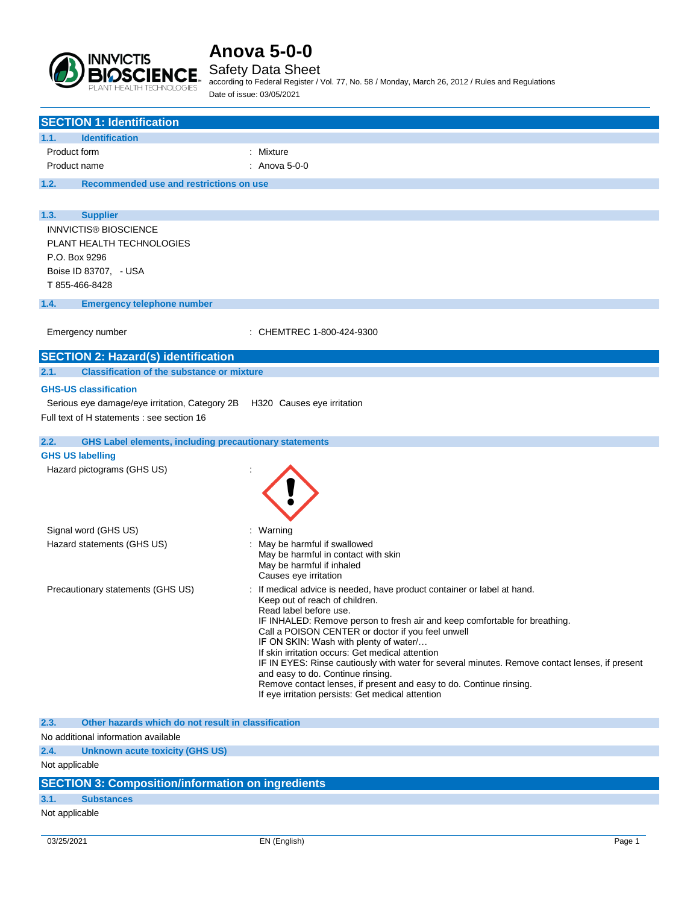# Anova 5-0-0

## Safety Data Sheet

according to Federal Register / Vol. 77, No. 58 / Monday, March 26, 2012 / Rules and Regulations

Date of issue: 03/05/2021

## SECTION 1: Identification

### 1.1. Identification

| | |
|---|---|
| Product form | : Mixture |
| Product name | : Anova 5-0-0 |

### 1.2. Recommended use and restrictions on use

### 1.3. Supplier

INNVICTIS® BIOSCIENCE
PLANT HEALTH TECHNOLOGIES
P.O. Box 9296
Boise ID 83707, - USA
T 855-466-8428

### 1.4. Emergency telephone number

| | |
|---|---|
| Emergency number | : CHEMTREC 1-800-424-9300 |

## SECTION 2: Hazard(s) identification

### 2.1. Classification of the substance or mixture

**GHS-US classification**

Serious eye damage/eye irritation, Category 2B H320 Causes eye irritation

Full text of H statements : see section 16

### 2.2. GHS Label elements, including precautionary statements

**GHS US labelling**

Hazard pictograms (GHS US) :

Signal word (GHS US) : Warning

Hazard statements (GHS US) :
May be harmful if swallowed
May be harmful in contact with skin
May be harmful if inhaled
Causes eye irritation

Precautionary statements (GHS US) :
If medical advice is needed, have product container or label at hand.
Keep out of reach of children.
Read label before use.
IF INHALED: Remove person to fresh air and keep comfortable for breathing.
Call a POISON CENTER or doctor if you feel unwell
IF ON SKIN: Wash with plenty of water/…
If skin irritation occurs: Get medical attention
IF IN EYES: Rinse cautiously with water for several minutes. Remove contact lenses, if present and easy to do. Continue rinsing.
Remove contact lenses, if present and easy to do. Continue rinsing.
If eye irritation persists: Get medical attention

### 2.3. Other hazards which do not result in classification

No additional information available

### 2.4. Unknown acute toxicity (GHS US)

Not applicable

## SECTION 3: Composition/information on ingredients

### 3.1. Substances

Not applicable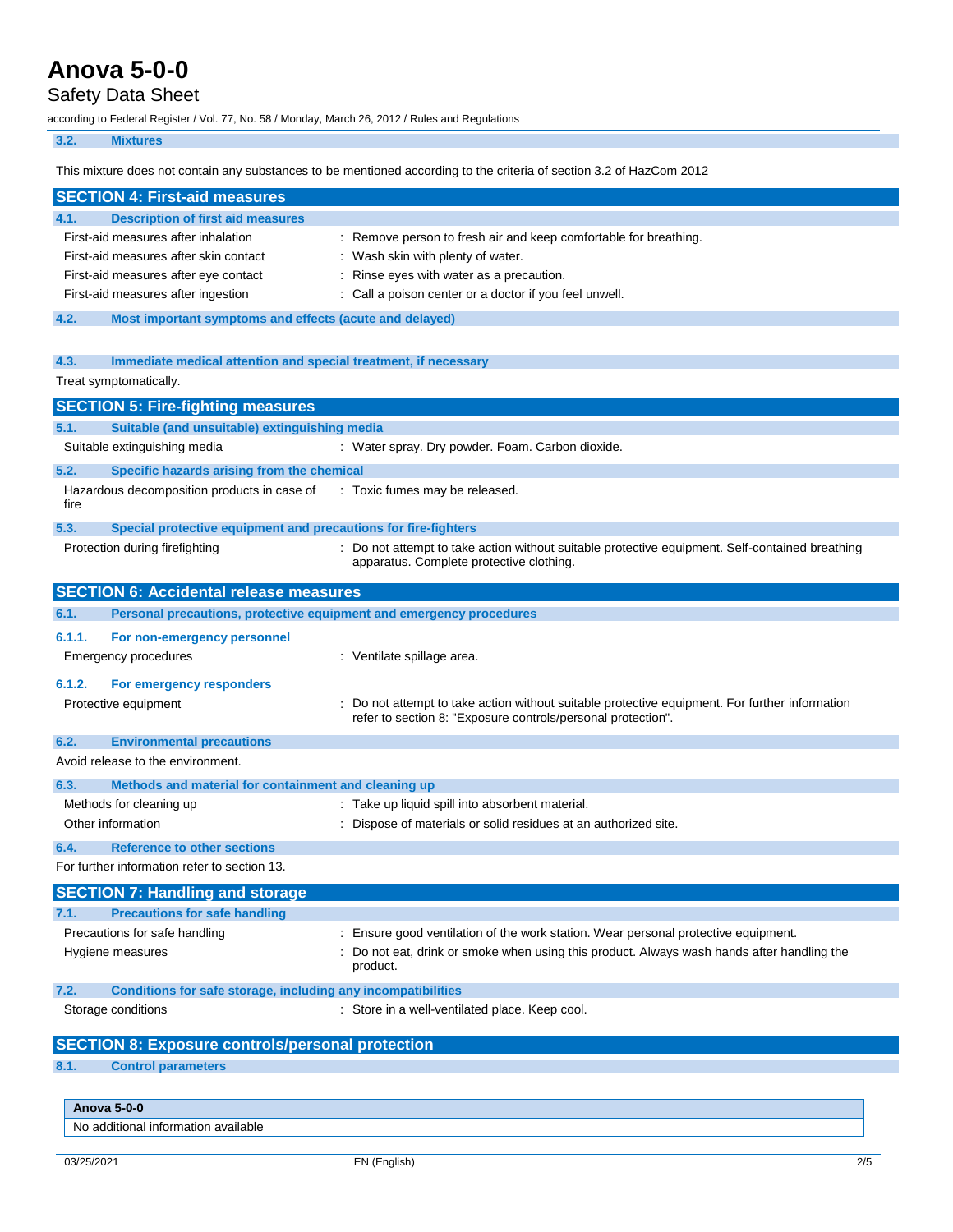### 3.2. Mixtures

This mixture does not contain any substances to be mentioned according to the criteria of section 3.2 of HazCom 2012

## SECTION 4: First-aid measures

### 4.1. Description of first aid measures

First-aid measures after inhalation : Remove person to fresh air and keep comfortable for breathing.

First-aid measures after skin contact : Wash skin with plenty of water.

First-aid measures after eye contact : Rinse eyes with water as a precaution.

First-aid measures after ingestion : Call a poison center or a doctor if you feel unwell.

### 4.2. Most important symptoms and effects (acute and delayed)

### 4.3. Immediate medical attention and special treatment, if necessary

Treat symptomatically.

## SECTION 5: Fire-fighting measures

### 5.1. Suitable (and unsuitable) extinguishing media

Suitable extinguishing media : Water spray. Dry powder. Foam. Carbon dioxide.

### 5.2. Specific hazards arising from the chemical

Hazardous decomposition products in case of fire : Toxic fumes may be released.

### 5.3. Special protective equipment and precautions for fire-fighters

Protection during firefighting : Do not attempt to take action without suitable protective equipment. Self-contained breathing apparatus. Complete protective clothing.

## SECTION 6: Accidental release measures

### 6.1. Personal precautions, protective equipment and emergency procedures

#### 6.1.1. For non-emergency personnel

Emergency procedures : Ventilate spillage area.

#### 6.1.2. For emergency responders

Protective equipment : Do not attempt to take action without suitable protective equipment. For further information refer to section 8: "Exposure controls/personal protection".

### 6.2. Environmental precautions

Avoid release to the environment.

### 6.3. Methods and material for containment and cleaning up

Methods for cleaning up : Take up liquid spill into absorbent material.

Other information : Dispose of materials or solid residues at an authorized site.

### 6.4. Reference to other sections

For further information refer to section 13.

## SECTION 7: Handling and storage

### 7.1. Precautions for safe handling

Precautions for safe handling : Ensure good ventilation of the work station. Wear personal protective equipment.

Hygiene measures : Do not eat, drink or smoke when using this product. Always wash hands after handling the product.

### 7.2. Conditions for safe storage, including any incompatibilities

Storage conditions : Store in a well-ventilated place. Keep cool.

## SECTION 8: Exposure controls/personal protection

### 8.1. Control parameters

| Anova 5-0-0 |
|---|
| No additional information available |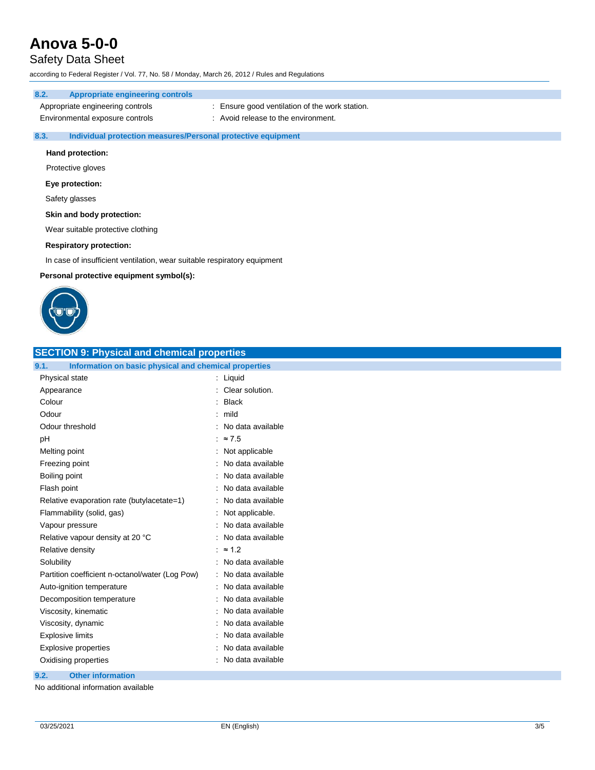### 8.2. Appropriate engineering controls

| | |
|---|---|
| Appropriate engineering controls | : Ensure good ventilation of the work station. |
| Environmental exposure controls | : Avoid release to the environment. |

### 8.3. Individual protection measures/Personal protective equipment

**Hand protection:**

Protective gloves

**Eye protection:**

Safety glasses

**Skin and body protection:**

Wear suitable protective clothing

**Respiratory protection:**

In case of insufficient ventilation, wear suitable respiratory equipment

**Personal protective equipment symbol(s):**

## SECTION 9: Physical and chemical properties

### 9.1. Information on basic physical and chemical properties

| | |
|---|---|
| Physical state | : Liquid |
| Appearance | : Clear solution. |
| Colour | : Black |
| Odour | : mild |
| Odour threshold | : No data available |
| pH | : ≈ 7.5 |
| Melting point | : Not applicable |
| Freezing point | : No data available |
| Boiling point | : No data available |
| Flash point | : No data available |
| Relative evaporation rate (butylacetate=1) | : No data available |
| Flammability (solid, gas) | : Not applicable. |
| Vapour pressure | : No data available |
| Relative vapour density at 20 °C | : No data available |
| Relative density | : ≈ 1.2 |
| Solubility | : No data available |
| Partition coefficient n-octanol/water (Log Pow) | : No data available |
| Auto-ignition temperature | : No data available |
| Decomposition temperature | : No data available |
| Viscosity, kinematic | : No data available |
| Viscosity, dynamic | : No data available |
| Explosive limits | : No data available |
| Explosive properties | : No data available |
| Oxidising properties | : No data available |

### 9.2. Other information

No additional information available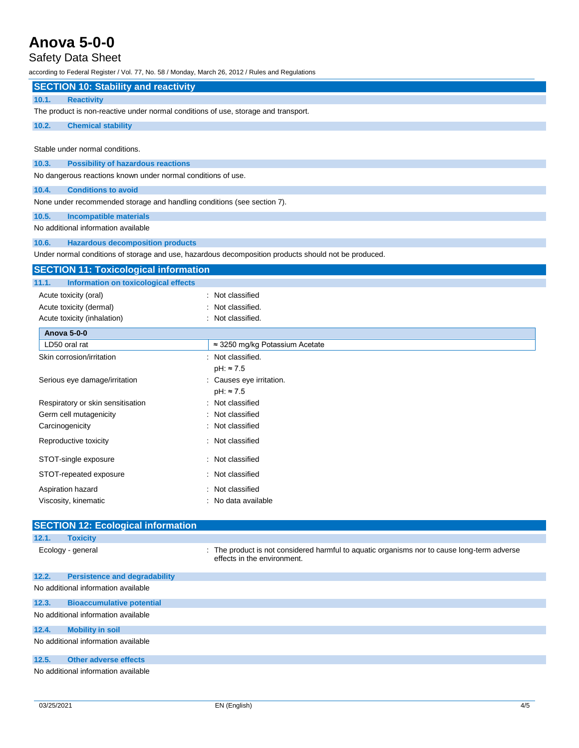## SECTION 10: Stability and reactivity

### 10.1. Reactivity

The product is non-reactive under normal conditions of use, storage and transport.

### 10.2. Chemical stability

Stable under normal conditions.

### 10.3. Possibility of hazardous reactions

No dangerous reactions known under normal conditions of use.

### 10.4. Conditions to avoid

None under recommended storage and handling conditions (see section 7).

### 10.5. Incompatible materials

No additional information available

### 10.6. Hazardous decomposition products

Under normal conditions of storage and use, hazardous decomposition products should not be produced.

## SECTION 11: Toxicological information

### 11.1. Information on toxicological effects

Acute toxicity (oral) : Not classified

Acute toxicity (dermal) : Not classified.

Acute toxicity (inhalation) : Not classified.

| Anova 5-0-0 | |
|---|---|
| LD50 oral rat | ≈ 3250 mg/kg Potassium Acetate |

Skin corrosion/irritation : Not classified.
pH: ≈ 7.5

Serious eye damage/irritation : Causes eye irritation.
pH: ≈ 7.5

Respiratory or skin sensitisation : Not classified

Germ cell mutagenicity : Not classified

Carcinogenicity : Not classified

Reproductive toxicity : Not classified

STOT-single exposure : Not classified

STOT-repeated exposure : Not classified

Aspiration hazard : Not classified

Viscosity, kinematic : No data available

## SECTION 12: Ecological information

### 12.1. Toxicity

Ecology - general : The product is not considered harmful to aquatic organisms nor to cause long-term adverse effects in the environment.

### 12.2. Persistence and degradability

No additional information available

### 12.3. Bioaccumulative potential

No additional information available

### 12.4. Mobility in soil

No additional information available

### 12.5. Other adverse effects

No additional information available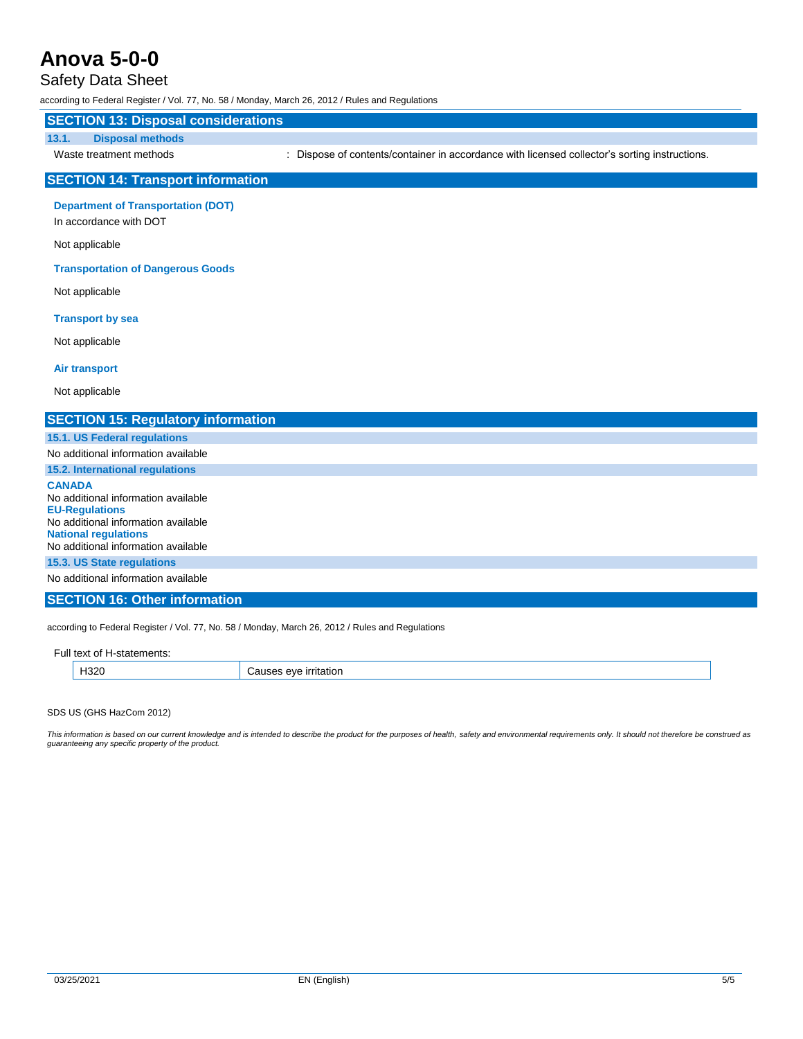## SECTION 13: Disposal considerations

### 13.1. Disposal methods

Waste treatment methods : Dispose of contents/container in accordance with licensed collector's sorting instructions.

## SECTION 14: Transport information

**Department of Transportation (DOT)**

In accordance with DOT

Not applicable

**Transportation of Dangerous Goods**

Not applicable

**Transport by sea**

Not applicable

**Air transport**

Not applicable

## SECTION 15: Regulatory information

### 15.1. US Federal regulations

No additional information available

### 15.2. International regulations

**CANADA**

No additional information available

**EU-Regulations**

No additional information available

**National regulations**

No additional information available

### 15.3. US State regulations

No additional information available

## SECTION 16: Other information

according to Federal Register / Vol. 77, No. 58 / Monday, March 26, 2012 / Rules and Regulations

Full text of H-statements:

| | |
|---|---|
| H320 | Causes eye irritation |

SDS US (GHS HazCom 2012)

*This information is based on our current knowledge and is intended to describe the product for the purposes of health, safety and environmental requirements only. It should not therefore be construed as guaranteeing any specific property of the product.*